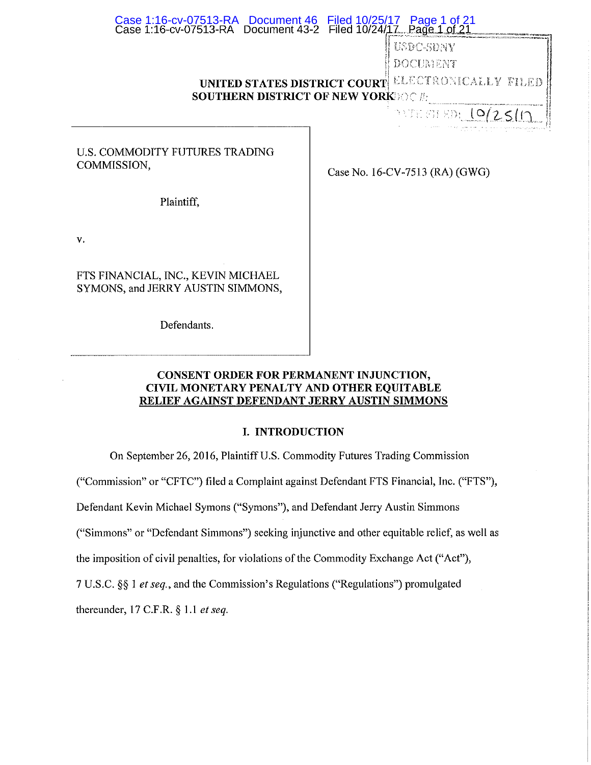UNITED STATES DISTRICT COURT
SOUTHERN DISTRICT OF NEW YORK

USDC-SDNY
DOCUMENT
ELECTRONICALLY FILED
DOC #:
DATE FILED: 10/25/17

U.S. COMMODITY FUTURES TRADING COMMISSION,

Plaintiff,

v.

FTS FINANCIAL, INC., KEVIN MICHAEL SYMONS, and JERRY AUSTIN SIMMONS,

Defendants.

Case No. 16-CV-7513 (RA) (GWG)

# CONSENT ORDER FOR PERMANENT INJUNCTION, CIVIL MONETARY PENALTY AND OTHER EQUITABLE RELIEF AGAINST DEFENDANT JERRY AUSTIN SIMMONS

## I. INTRODUCTION

On September 26, 2016, Plaintiff U.S. Commodity Futures Trading Commission ("Commission" or "CFTC") filed a Complaint against Defendant FTS Financial, Inc. ("FTS"), Defendant Kevin Michael Symons ("Symons"), and Defendant Jerry Austin Simmons ("Simmons" or "Defendant Simmons") seeking injunctive and other equitable relief, as well as the imposition of civil penalties, for violations of the Commodity Exchange Act ("Act"), 7 U.S.C. §§ 1 *et seq.*, and the Commission's Regulations ("Regulations") promulgated thereunder, 17 C.F.R. § 1.1 *et seq.*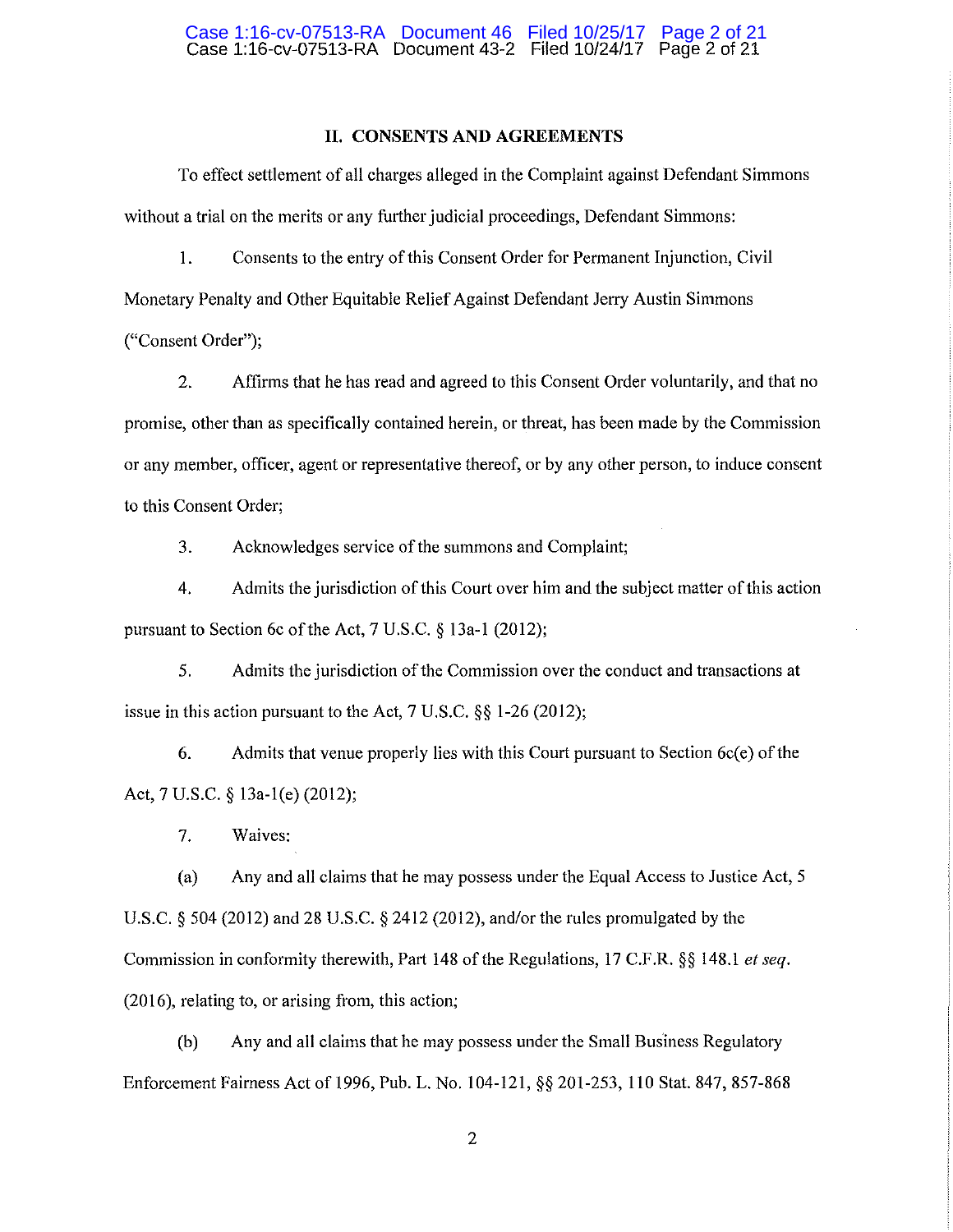## II. CONSENTS AND AGREEMENTS

To effect settlement of all charges alleged in the Complaint against Defendant Simmons without a trial on the merits or any further judicial proceedings, Defendant Simmons:

1. Consents to the entry of this Consent Order for Permanent Injunction, Civil Monetary Penalty and Other Equitable Relief Against Defendant Jerry Austin Simmons ("Consent Order");

2. Affirms that he has read and agreed to this Consent Order voluntarily, and that no promise, other than as specifically contained herein, or threat, has been made by the Commission or any member, officer, agent or representative thereof, or by any other person, to induce consent to this Consent Order;

3. Acknowledges service of the summons and Complaint;

4. Admits the jurisdiction of this Court over him and the subject matter of this action pursuant to Section 6c of the Act, 7 U.S.C. § 13a-1 (2012);

5. Admits the jurisdiction of the Commission over the conduct and transactions at issue in this action pursuant to the Act, 7 U.S.C. §§ 1-26 (2012);

6. Admits that venue properly lies with this Court pursuant to Section 6c(e) of the Act, 7 U.S.C. § 13a-1(e) (2012);

7. Waives:

(a) Any and all claims that he may possess under the Equal Access to Justice Act, 5 U.S.C. § 504 (2012) and 28 U.S.C. § 2412 (2012), and/or the rules promulgated by the Commission in conformity therewith, Part 148 of the Regulations, 17 C.F.R. §§ 148.1 *et seq.* (2016), relating to, or arising from, this action;

(b) Any and all claims that he may possess under the Small Business Regulatory Enforcement Fairness Act of 1996, Pub. L. No. 104-121, §§ 201-253, 110 Stat. 847, 857-868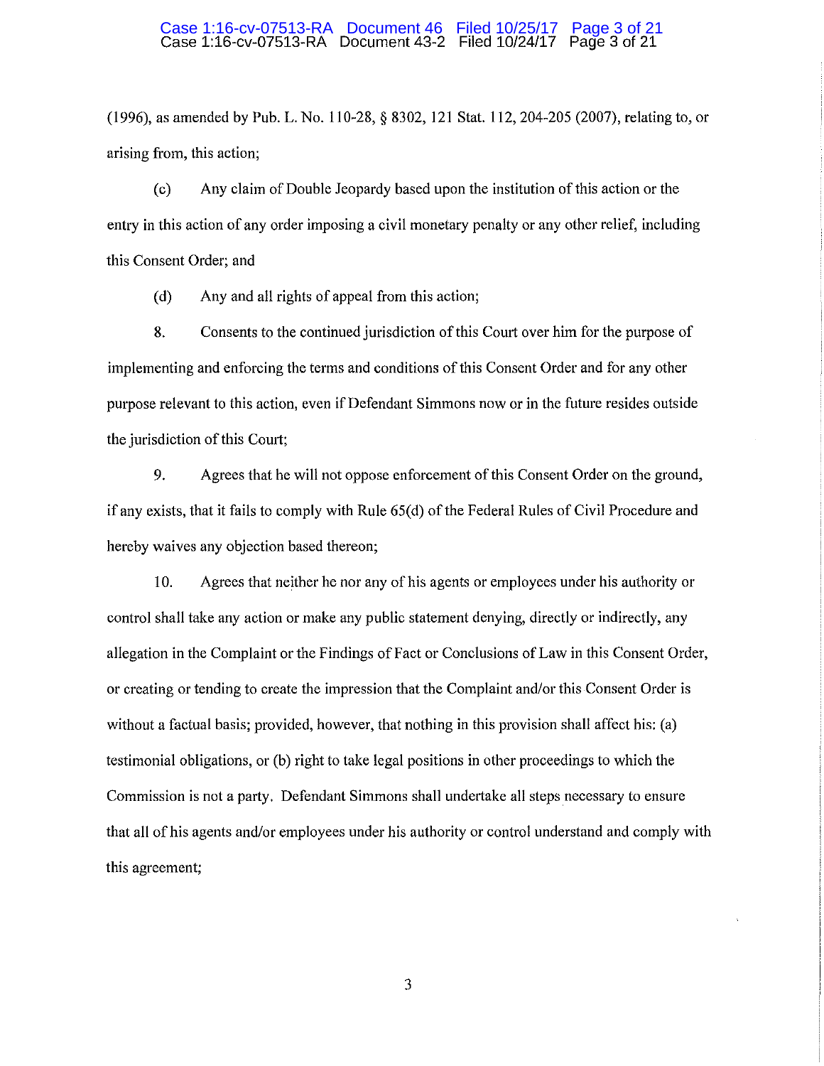(1996), as amended by Pub. L. No. 110-28, § 8302, 121 Stat. 112, 204-205 (2007), relating to, or arising from, this action;

(c) Any claim of Double Jeopardy based upon the institution of this action or the entry in this action of any order imposing a civil monetary penalty or any other relief, including this Consent Order; and

(d) Any and all rights of appeal from this action;

8. Consents to the continued jurisdiction of this Court over him for the purpose of implementing and enforcing the terms and conditions of this Consent Order and for any other purpose relevant to this action, even if Defendant Simmons now or in the future resides outside the jurisdiction of this Court;

9. Agrees that he will not oppose enforcement of this Consent Order on the ground, if any exists, that it fails to comply with Rule 65(d) of the Federal Rules of Civil Procedure and hereby waives any objection based thereon;

10. Agrees that neither he nor any of his agents or employees under his authority or control shall take any action or make any public statement denying, directly or indirectly, any allegation in the Complaint or the Findings of Fact or Conclusions of Law in this Consent Order, or creating or tending to create the impression that the Complaint and/or this Consent Order is without a factual basis; provided, however, that nothing in this provision shall affect his: (a) testimonial obligations, or (b) right to take legal positions in other proceedings to which the Commission is not a party. Defendant Simmons shall undertake all steps necessary to ensure that all of his agents and/or employees under his authority or control understand and comply with this agreement;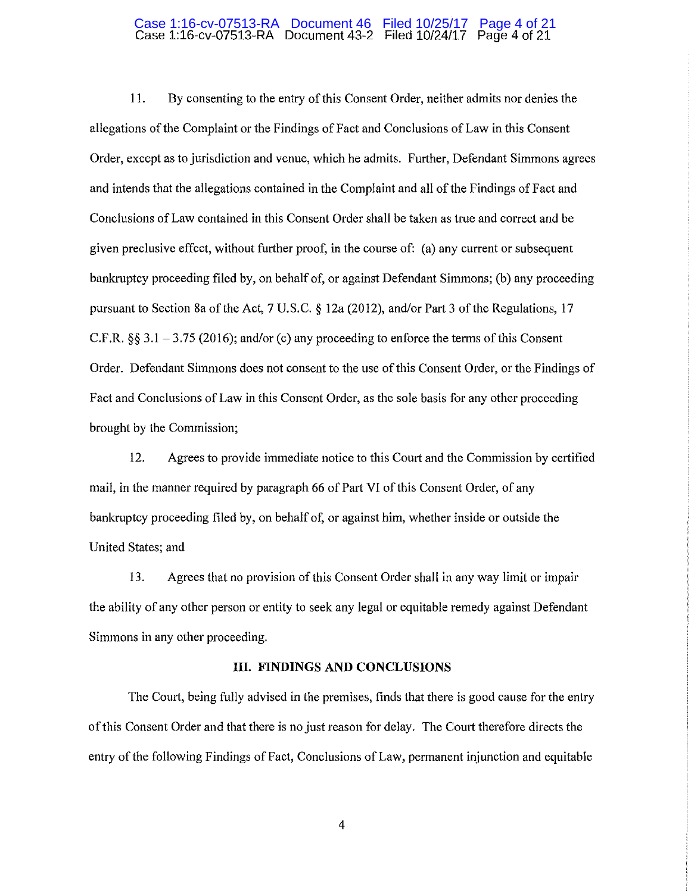11. By consenting to the entry of this Consent Order, neither admits nor denies the allegations of the Complaint or the Findings of Fact and Conclusions of Law in this Consent Order, except as to jurisdiction and venue, which he admits. Further, Defendant Simmons agrees and intends that the allegations contained in the Complaint and all of the Findings of Fact and Conclusions of Law contained in this Consent Order shall be taken as true and correct and be given preclusive effect, without further proof, in the course of: (a) any current or subsequent bankruptcy proceeding filed by, on behalf of, or against Defendant Simmons; (b) any proceeding pursuant to Section 8a of the Act, 7 U.S.C. § 12a (2012), and/or Part 3 of the Regulations, 17 C.F.R. §§ 3.1 – 3.75 (2016); and/or (c) any proceeding to enforce the terms of this Consent Order. Defendant Simmons does not consent to the use of this Consent Order, or the Findings of Fact and Conclusions of Law in this Consent Order, as the sole basis for any other proceeding brought by the Commission;

12. Agrees to provide immediate notice to this Court and the Commission by certified mail, in the manner required by paragraph 66 of Part VI of this Consent Order, of any bankruptcy proceeding filed by, on behalf of, or against him, whether inside or outside the United States; and

13. Agrees that no provision of this Consent Order shall in any way limit or impair the ability of any other person or entity to seek any legal or equitable remedy against Defendant Simmons in any other proceeding.

## III. FINDINGS AND CONCLUSIONS

The Court, being fully advised in the premises, finds that there is good cause for the entry of this Consent Order and that there is no just reason for delay. The Court therefore directs the entry of the following Findings of Fact, Conclusions of Law, permanent injunction and equitable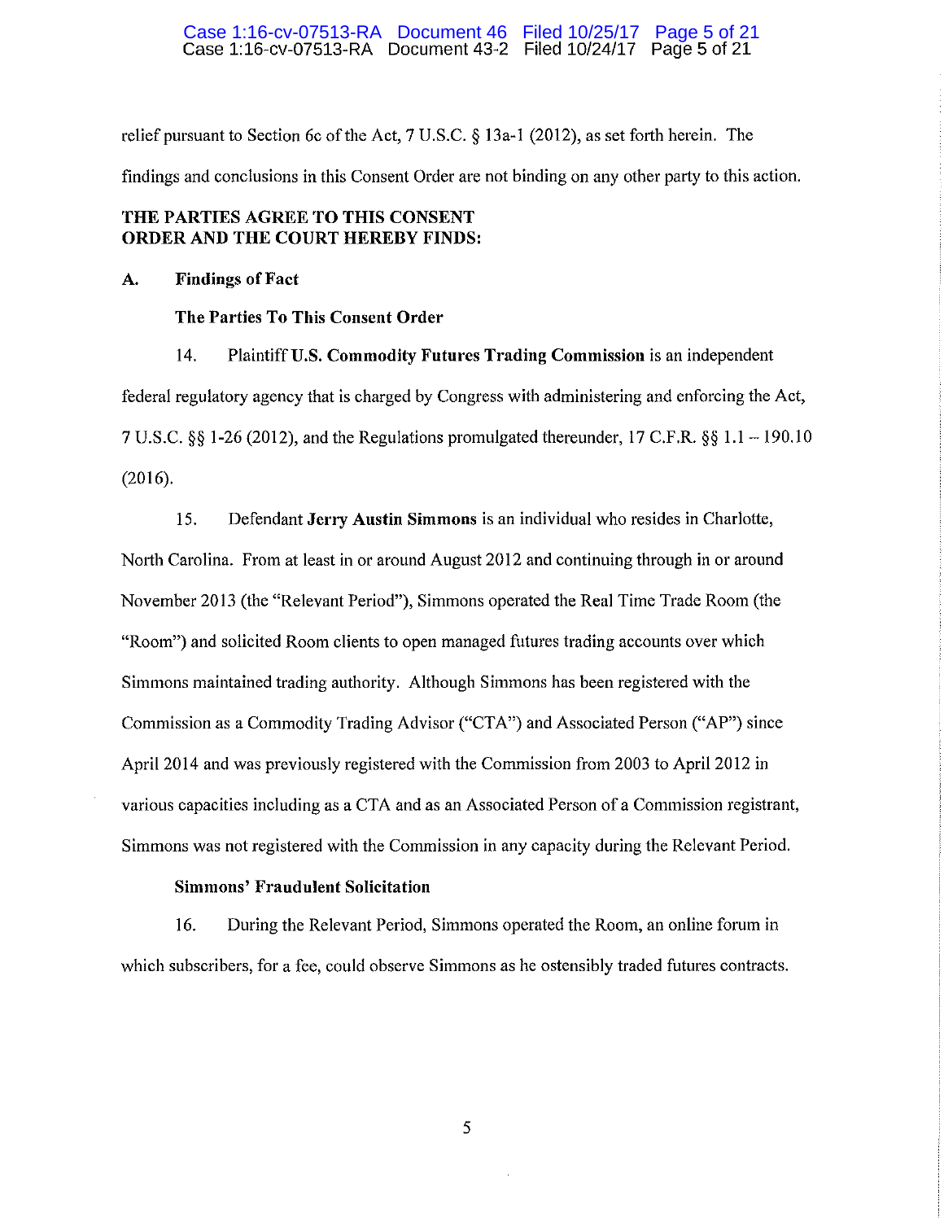relief pursuant to Section 6c of the Act, 7 U.S.C. § 13a-1 (2012), as set forth herein. The findings and conclusions in this Consent Order are not binding on any other party to this action.

## THE PARTIES AGREE TO THIS CONSENT ORDER AND THE COURT HEREBY FINDS:

### A. Findings of Fact

#### The Parties To This Consent Order

14. Plaintiff **U.S. Commodity Futures Trading Commission** is an independent federal regulatory agency that is charged by Congress with administering and enforcing the Act, 7 U.S.C. §§ 1-26 (2012), and the Regulations promulgated thereunder, 17 C.F.R. §§ 1.1 – 190.10 (2016).

15. Defendant **Jerry Austin Simmons** is an individual who resides in Charlotte, North Carolina. From at least in or around August 2012 and continuing through in or around November 2013 (the "Relevant Period"), Simmons operated the Real Time Trade Room (the "Room") and solicited Room clients to open managed futures trading accounts over which Simmons maintained trading authority. Although Simmons has been registered with the Commission as a Commodity Trading Advisor ("CTA") and Associated Person ("AP") since April 2014 and was previously registered with the Commission from 2003 to April 2012 in various capacities including as a CTA and as an Associated Person of a Commission registrant, Simmons was not registered with the Commission in any capacity during the Relevant Period.

#### Simmons' Fraudulent Solicitation

16. During the Relevant Period, Simmons operated the Room, an online forum in which subscribers, for a fee, could observe Simmons as he ostensibly traded futures contracts.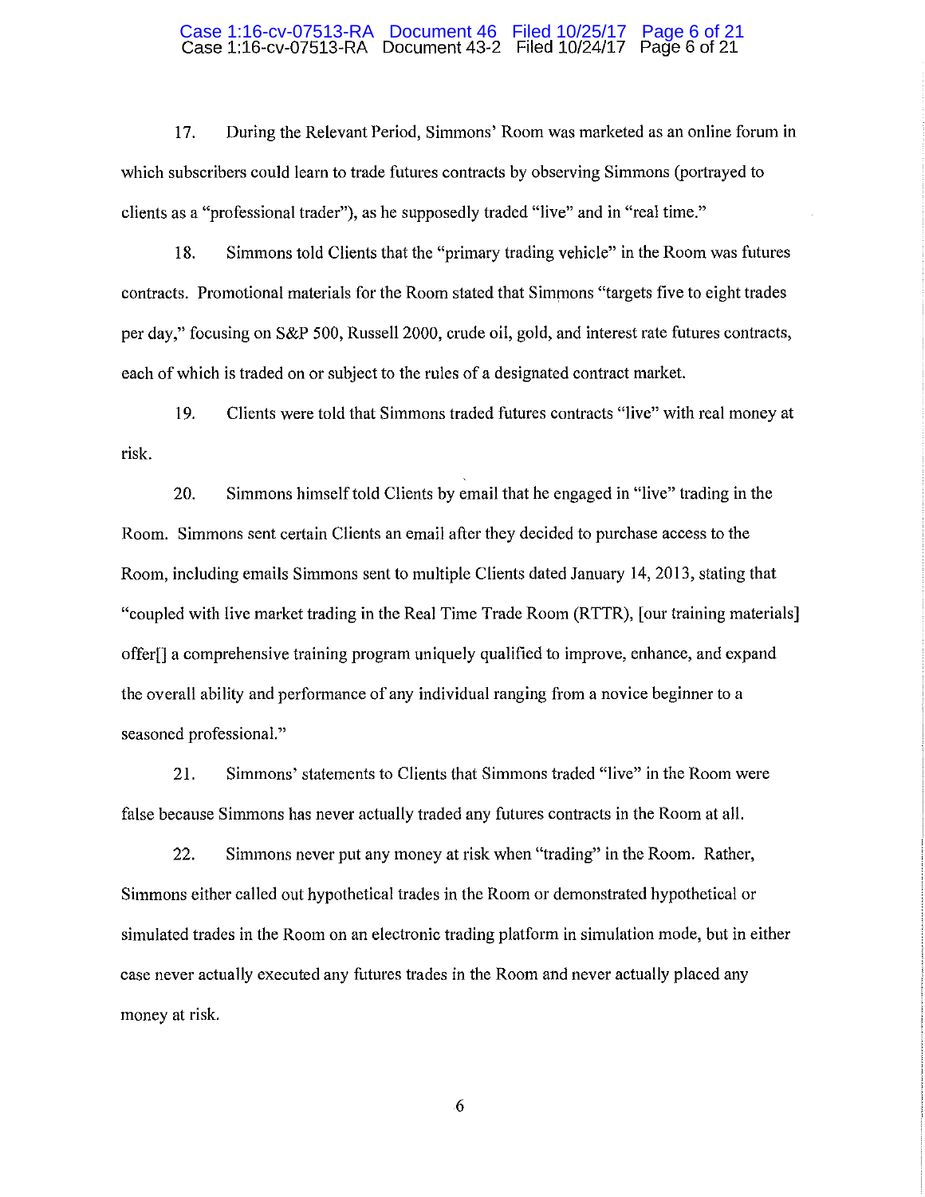17. During the Relevant Period, Simmons' Room was marketed as an online forum in which subscribers could learn to trade futures contracts by observing Simmons (portrayed to clients as a "professional trader"), as he supposedly traded "live" and in "real time."

18. Simmons told Clients that the "primary trading vehicle" in the Room was futures contracts. Promotional materials for the Room stated that Simmons "targets five to eight trades per day," focusing on S&P 500, Russell 2000, crude oil, gold, and interest rate futures contracts, each of which is traded on or subject to the rules of a designated contract market.

19. Clients were told that Simmons traded futures contracts "live" with real money at risk.

20. Simmons himself told Clients by email that he engaged in "live" trading in the Room. Simmons sent certain Clients an email after they decided to purchase access to the Room, including emails Simmons sent to multiple Clients dated January 14, 2013, stating that "coupled with live market trading in the Real Time Trade Room (RTTR), [our training materials] offer[] a comprehensive training program uniquely qualified to improve, enhance, and expand the overall ability and performance of any individual ranging from a novice beginner to a seasoned professional."

21. Simmons' statements to Clients that Simmons traded "live" in the Room were false because Simmons has never actually traded any futures contracts in the Room at all.

22. Simmons never put any money at risk when "trading" in the Room. Rather, Simmons either called out hypothetical trades in the Room or demonstrated hypothetical or simulated trades in the Room on an electronic trading platform in simulation mode, but in either case never actually executed any futures trades in the Room and never actually placed any money at risk.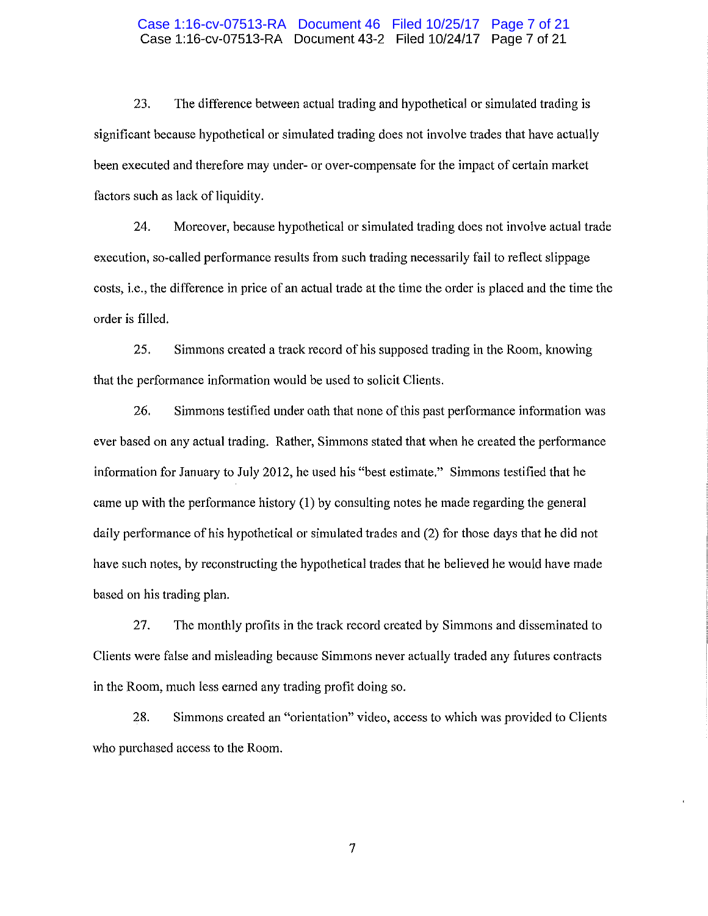23. The difference between actual trading and hypothetical or simulated trading is significant because hypothetical or simulated trading does not involve trades that have actually been executed and therefore may under- or over-compensate for the impact of certain market factors such as lack of liquidity.

24. Moreover, because hypothetical or simulated trading does not involve actual trade execution, so-called performance results from such trading necessarily fail to reflect slippage costs, i.e., the difference in price of an actual trade at the time the order is placed and the time the order is filled.

25. Simmons created a track record of his supposed trading in the Room, knowing that the performance information would be used to solicit Clients.

26. Simmons testified under oath that none of this past performance information was ever based on any actual trading. Rather, Simmons stated that when he created the performance information for January to July 2012, he used his "best estimate." Simmons testified that he came up with the performance history (1) by consulting notes he made regarding the general daily performance of his hypothetical or simulated trades and (2) for those days that he did not have such notes, by reconstructing the hypothetical trades that he believed he would have made based on his trading plan.

27. The monthly profits in the track record created by Simmons and disseminated to Clients were false and misleading because Simmons never actually traded any futures contracts in the Room, much less earned any trading profit doing so.

28. Simmons created an "orientation" video, access to which was provided to Clients who purchased access to the Room.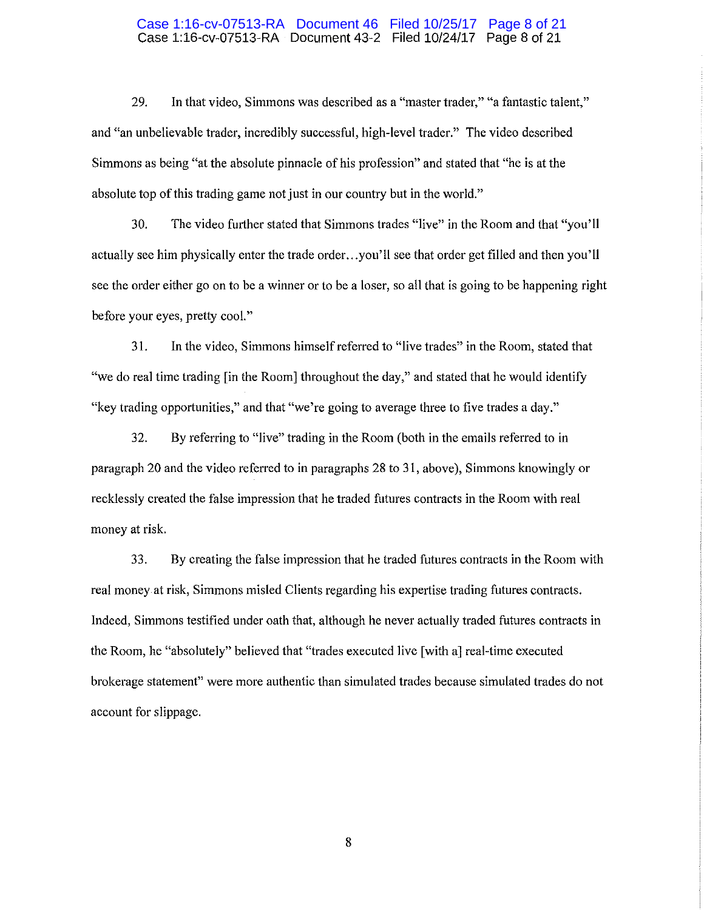29. In that video, Simmons was described as a "master trader," "a fantastic talent," and "an unbelievable trader, incredibly successful, high-level trader." The video described Simmons as being "at the absolute pinnacle of his profession" and stated that "he is at the absolute top of this trading game not just in our country but in the world."

30. The video further stated that Simmons trades "live" in the Room and that "you'll actually see him physically enter the trade order…you'll see that order get filled and then you'll see the order either go on to be a winner or to be a loser, so all that is going to be happening right before your eyes, pretty cool."

31. In the video, Simmons himself referred to "live trades" in the Room, stated that "we do real time trading [in the Room] throughout the day," and stated that he would identify "key trading opportunities," and that "we're going to average three to five trades a day."

32. By referring to "live" trading in the Room (both in the emails referred to in paragraph 20 and the video referred to in paragraphs 28 to 31, above), Simmons knowingly or recklessly created the false impression that he traded futures contracts in the Room with real money at risk.

33. By creating the false impression that he traded futures contracts in the Room with real money at risk, Simmons misled Clients regarding his expertise trading futures contracts. Indeed, Simmons testified under oath that, although he never actually traded futures contracts in the Room, he "absolutely" believed that "trades executed live [with a] real-time executed brokerage statement" were more authentic than simulated trades because simulated trades do not account for slippage.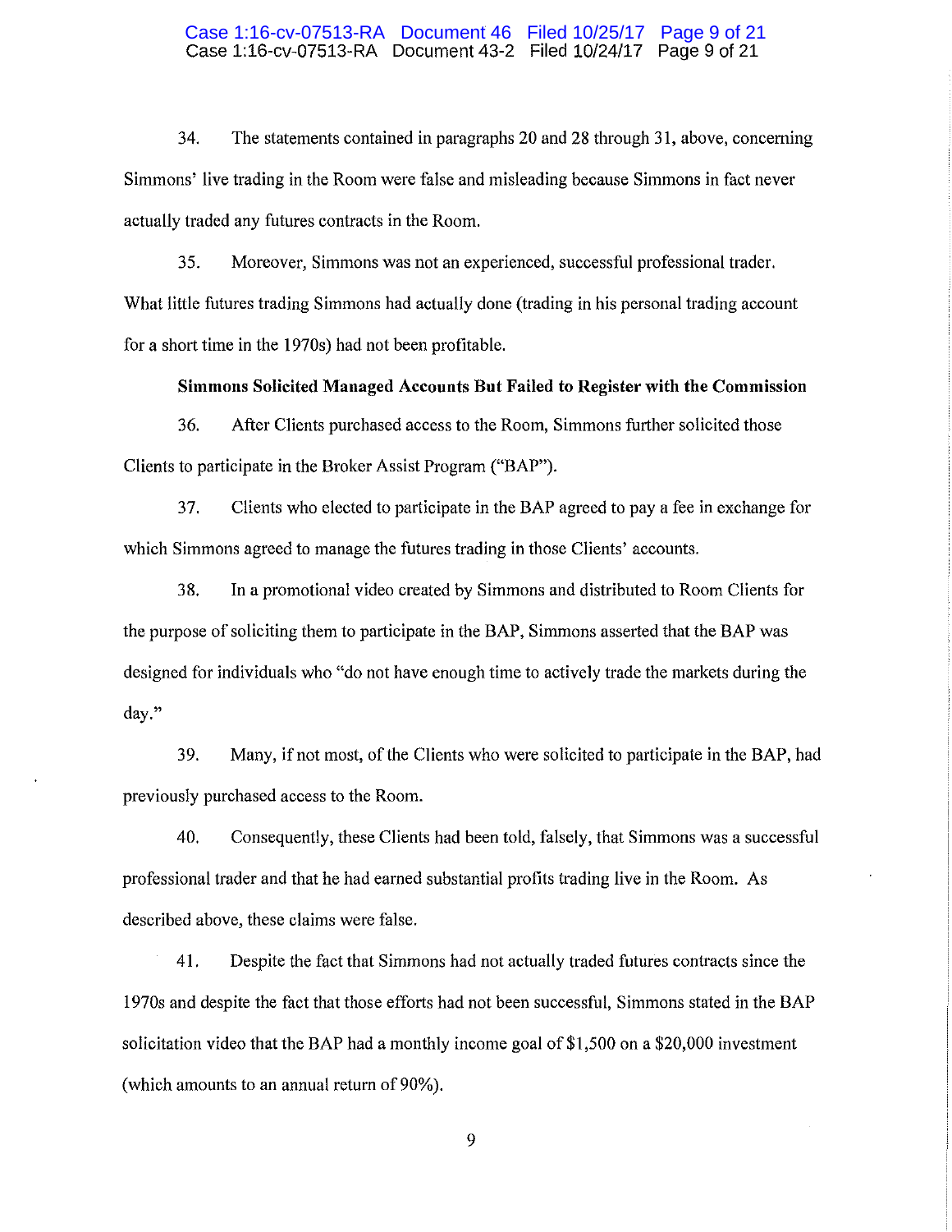34. The statements contained in paragraphs 20 and 28 through 31, above, concerning Simmons' live trading in the Room were false and misleading because Simmons in fact never actually traded any futures contracts in the Room.

35. Moreover, Simmons was not an experienced, successful professional trader. What little futures trading Simmons had actually done (trading in his personal trading account for a short time in the 1970s) had not been profitable.

**Simmons Solicited Managed Accounts But Failed to Register with the Commission**

36. After Clients purchased access to the Room, Simmons further solicited those Clients to participate in the Broker Assist Program ("BAP").

37. Clients who elected to participate in the BAP agreed to pay a fee in exchange for which Simmons agreed to manage the futures trading in those Clients' accounts.

38. In a promotional video created by Simmons and distributed to Room Clients for the purpose of soliciting them to participate in the BAP, Simmons asserted that the BAP was designed for individuals who "do not have enough time to actively trade the markets during the day."

39. Many, if not most, of the Clients who were solicited to participate in the BAP, had previously purchased access to the Room.

40. Consequently, these Clients had been told, falsely, that Simmons was a successful professional trader and that he had earned substantial profits trading live in the Room. As described above, these claims were false.

41. Despite the fact that Simmons had not actually traded futures contracts since the 1970s and despite the fact that those efforts had not been successful, Simmons stated in the BAP solicitation video that the BAP had a monthly income goal of $1,500 on a $20,000 investment (which amounts to an annual return of 90%).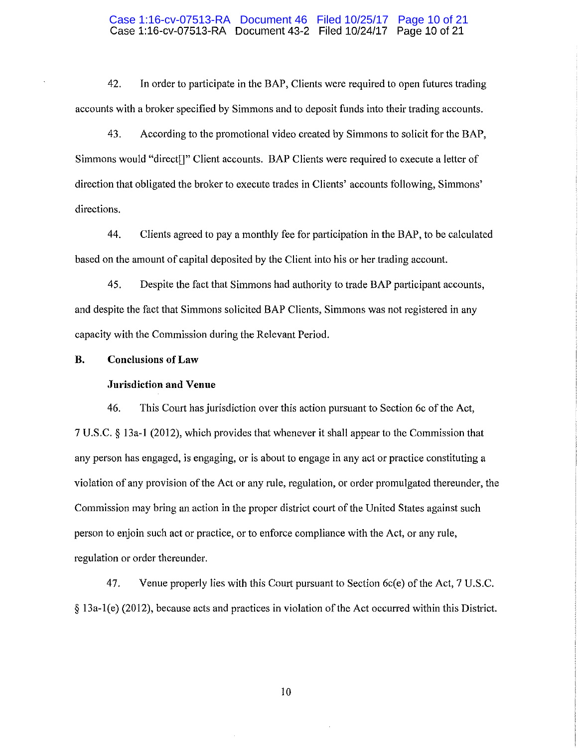42. In order to participate in the BAP, Clients were required to open futures trading accounts with a broker specified by Simmons and to deposit funds into their trading accounts.

43. According to the promotional video created by Simmons to solicit for the BAP, Simmons would "direct[]" Client accounts. BAP Clients were required to execute a letter of direction that obligated the broker to execute trades in Clients' accounts following, Simmons' directions.

44. Clients agreed to pay a monthly fee for participation in the BAP, to be calculated based on the amount of capital deposited by the Client into his or her trading account.

45. Despite the fact that Simmons had authority to trade BAP participant accounts, and despite the fact that Simmons solicited BAP Clients, Simmons was not registered in any capacity with the Commission during the Relevant Period.

**B. Conclusions of Law**

**Jurisdiction and Venue**

46. This Court has jurisdiction over this action pursuant to Section 6c of the Act, 7 U.S.C. § 13a-1 (2012), which provides that whenever it shall appear to the Commission that any person has engaged, is engaging, or is about to engage in any act or practice constituting a violation of any provision of the Act or any rule, regulation, or order promulgated thereunder, the Commission may bring an action in the proper district court of the United States against such person to enjoin such act or practice, or to enforce compliance with the Act, or any rule, regulation or order thereunder.

47. Venue properly lies with this Court pursuant to Section 6c(e) of the Act, 7 U.S.C. § 13a-1(e) (2012), because acts and practices in violation of the Act occurred within this District.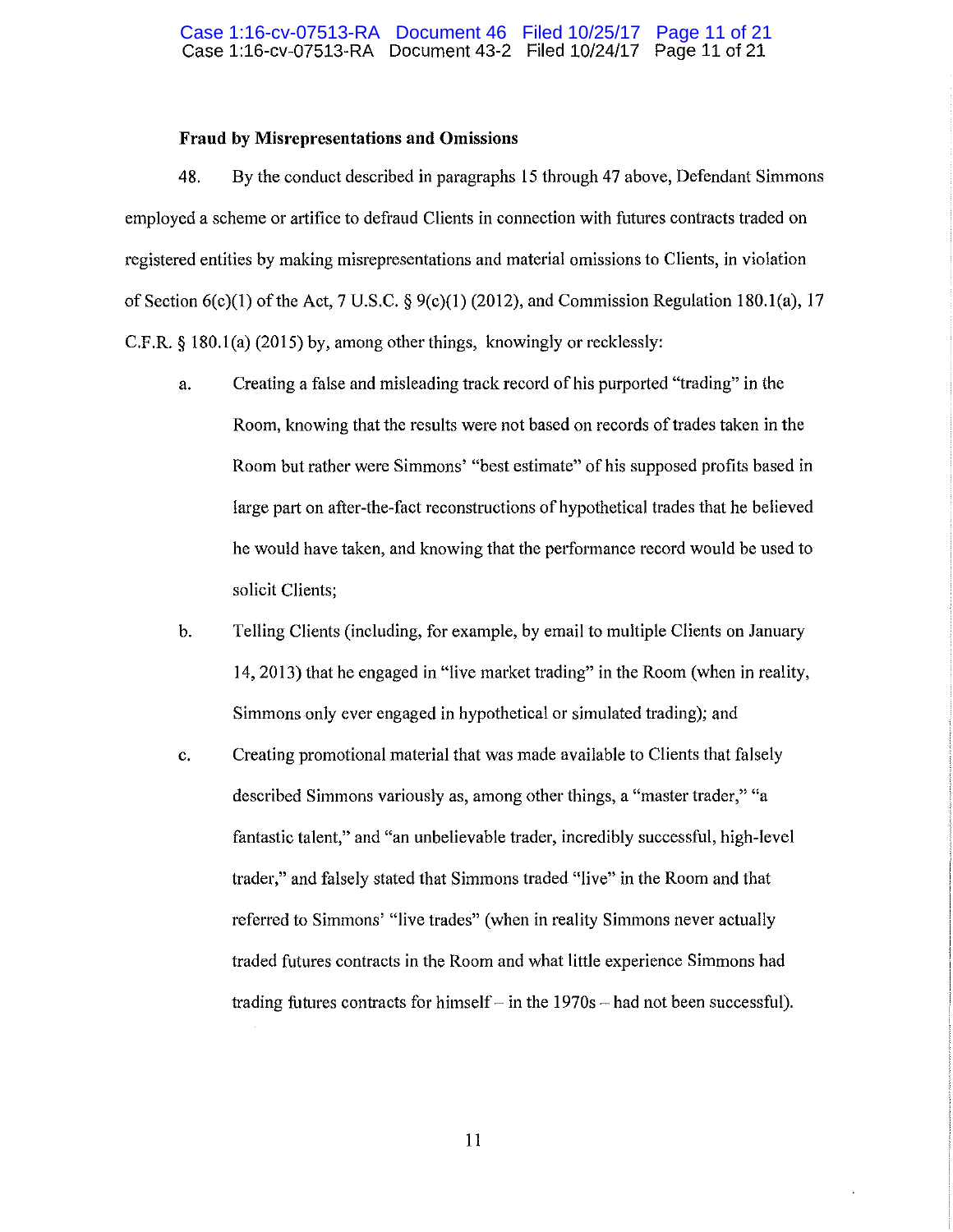**Fraud by Misrepresentations and Omissions**

48. By the conduct described in paragraphs 15 through 47 above, Defendant Simmons employed a scheme or artifice to defraud Clients in connection with futures contracts traded on registered entities by making misrepresentations and material omissions to Clients, in violation of Section 6(c)(1) of the Act, 7 U.S.C. § 9(c)(1) (2012), and Commission Regulation 180.1(a), 17 C.F.R. § 180.1(a) (2015) by, among other things, knowingly or recklessly:

a. Creating a false and misleading track record of his purported "trading" in the Room, knowing that the results were not based on records of trades taken in the Room but rather were Simmons' "best estimate" of his supposed profits based in large part on after-the-fact reconstructions of hypothetical trades that he believed he would have taken, and knowing that the performance record would be used to solicit Clients;

b. Telling Clients (including, for example, by email to multiple Clients on January 14, 2013) that he engaged in "live market trading" in the Room (when in reality, Simmons only ever engaged in hypothetical or simulated trading); and

c. Creating promotional material that was made available to Clients that falsely described Simmons variously as, among other things, a "master trader," "a fantastic talent," and "an unbelievable trader, incredibly successful, high-level trader," and falsely stated that Simmons traded "live" in the Room and that referred to Simmons' "live trades" (when in reality Simmons never actually traded futures contracts in the Room and what little experience Simmons had trading futures contracts for himself – in the 1970s – had not been successful).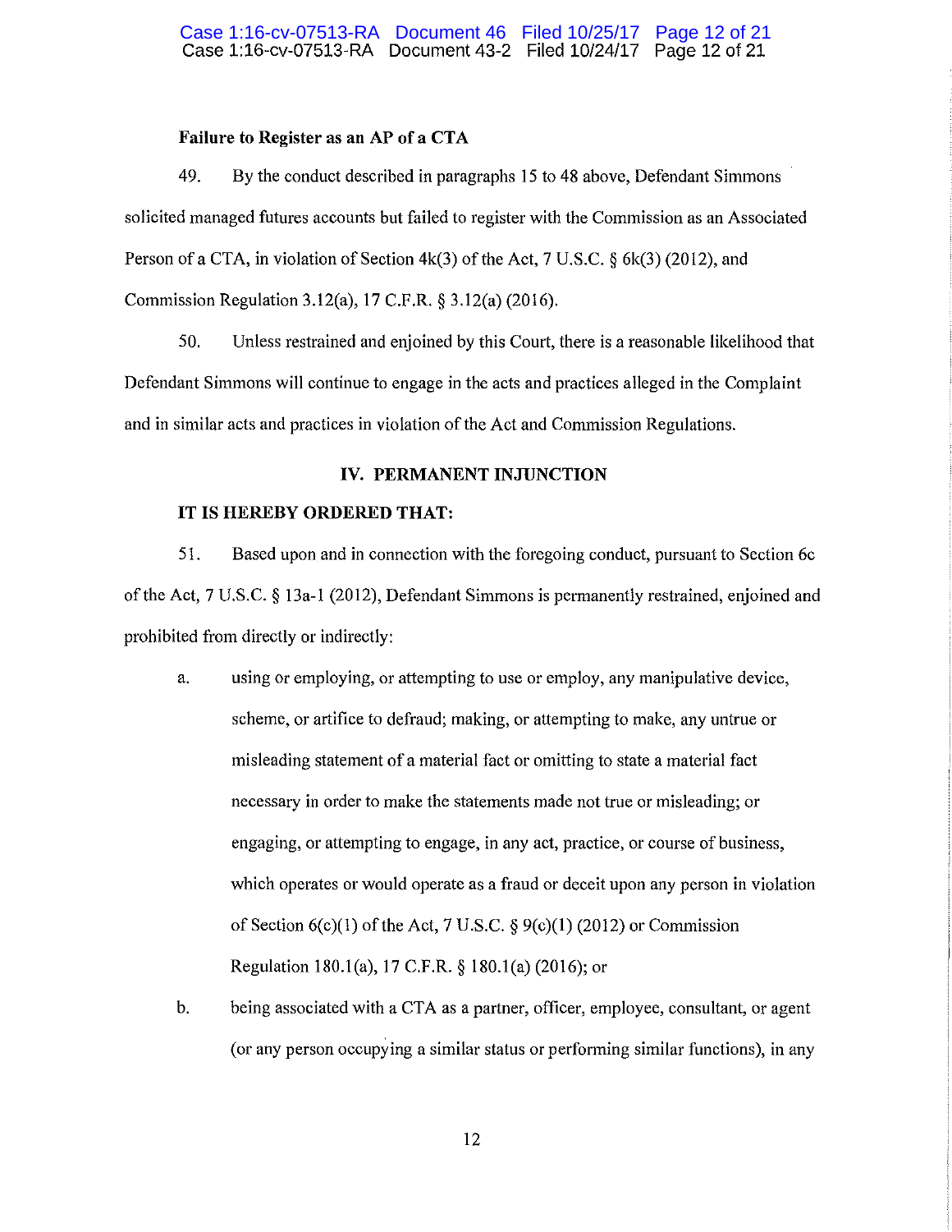**Failure to Register as an AP of a CTA**

49. By the conduct described in paragraphs 15 to 48 above, Defendant Simmons solicited managed futures accounts but failed to register with the Commission as an Associated Person of a CTA, in violation of Section 4k(3) of the Act, 7 U.S.C. § 6k(3) (2012), and Commission Regulation 3.12(a), 17 C.F.R. § 3.12(a) (2016).

50. Unless restrained and enjoined by this Court, there is a reasonable likelihood that Defendant Simmons will continue to engage in the acts and practices alleged in the Complaint and in similar acts and practices in violation of the Act and Commission Regulations.

## IV. PERMANENT INJUNCTION

**IT IS HEREBY ORDERED THAT:**

51. Based upon and in connection with the foregoing conduct, pursuant to Section 6c of the Act, 7 U.S.C. § 13a-1 (2012), Defendant Simmons is permanently restrained, enjoined and prohibited from directly or indirectly:

a. using or employing, or attempting to use or employ, any manipulative device, scheme, or artifice to defraud; making, or attempting to make, any untrue or misleading statement of a material fact or omitting to state a material fact necessary in order to make the statements made not true or misleading; or engaging, or attempting to engage, in any act, practice, or course of business, which operates or would operate as a fraud or deceit upon any person in violation of Section 6(c)(1) of the Act, 7 U.S.C. § 9(c)(1) (2012) or Commission Regulation 180.1(a), 17 C.F.R. § 180.1(a) (2016); or

b. being associated with a CTA as a partner, officer, employee, consultant, or agent (or any person occupying a similar status or performing similar functions), in any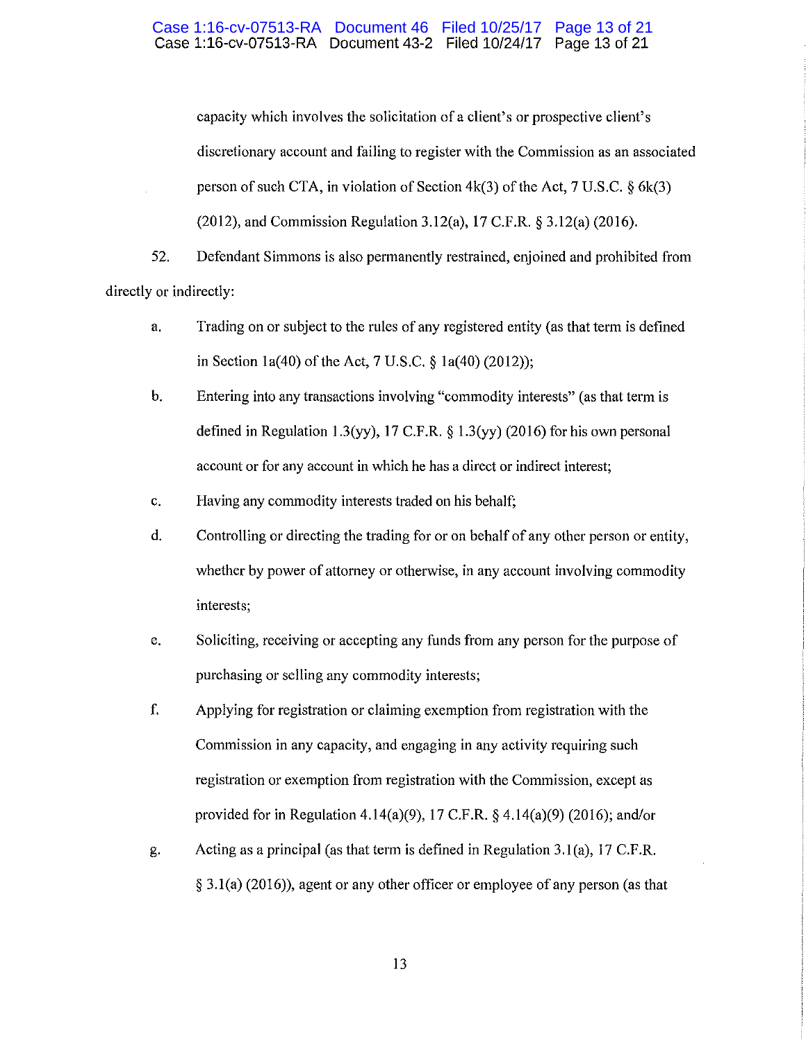capacity which involves the solicitation of a client's or prospective client's discretionary account and failing to register with the Commission as an associated person of such CTA, in violation of Section 4k(3) of the Act, 7 U.S.C. § 6k(3) (2012), and Commission Regulation 3.12(a), 17 C.F.R. § 3.12(a) (2016).

52. Defendant Simmons is also permanently restrained, enjoined and prohibited from directly or indirectly:

a. Trading on or subject to the rules of any registered entity (as that term is defined in Section 1a(40) of the Act, 7 U.S.C. § 1a(40) (2012));

b. Entering into any transactions involving "commodity interests" (as that term is defined in Regulation 1.3(yy), 17 C.F.R. § 1.3(yy) (2016) for his own personal account or for any account in which he has a direct or indirect interest;

c. Having any commodity interests traded on his behalf;

d. Controlling or directing the trading for or on behalf of any other person or entity, whether by power of attorney or otherwise, in any account involving commodity interests;

e. Soliciting, receiving or accepting any funds from any person for the purpose of purchasing or selling any commodity interests;

f. Applying for registration or claiming exemption from registration with the Commission in any capacity, and engaging in any activity requiring such registration or exemption from registration with the Commission, except as provided for in Regulation 4.14(a)(9), 17 C.F.R. § 4.14(a)(9) (2016); and/or

g. Acting as a principal (as that term is defined in Regulation 3.1(a), 17 C.F.R. § 3.1(a) (2016)), agent or any other officer or employee of any person (as that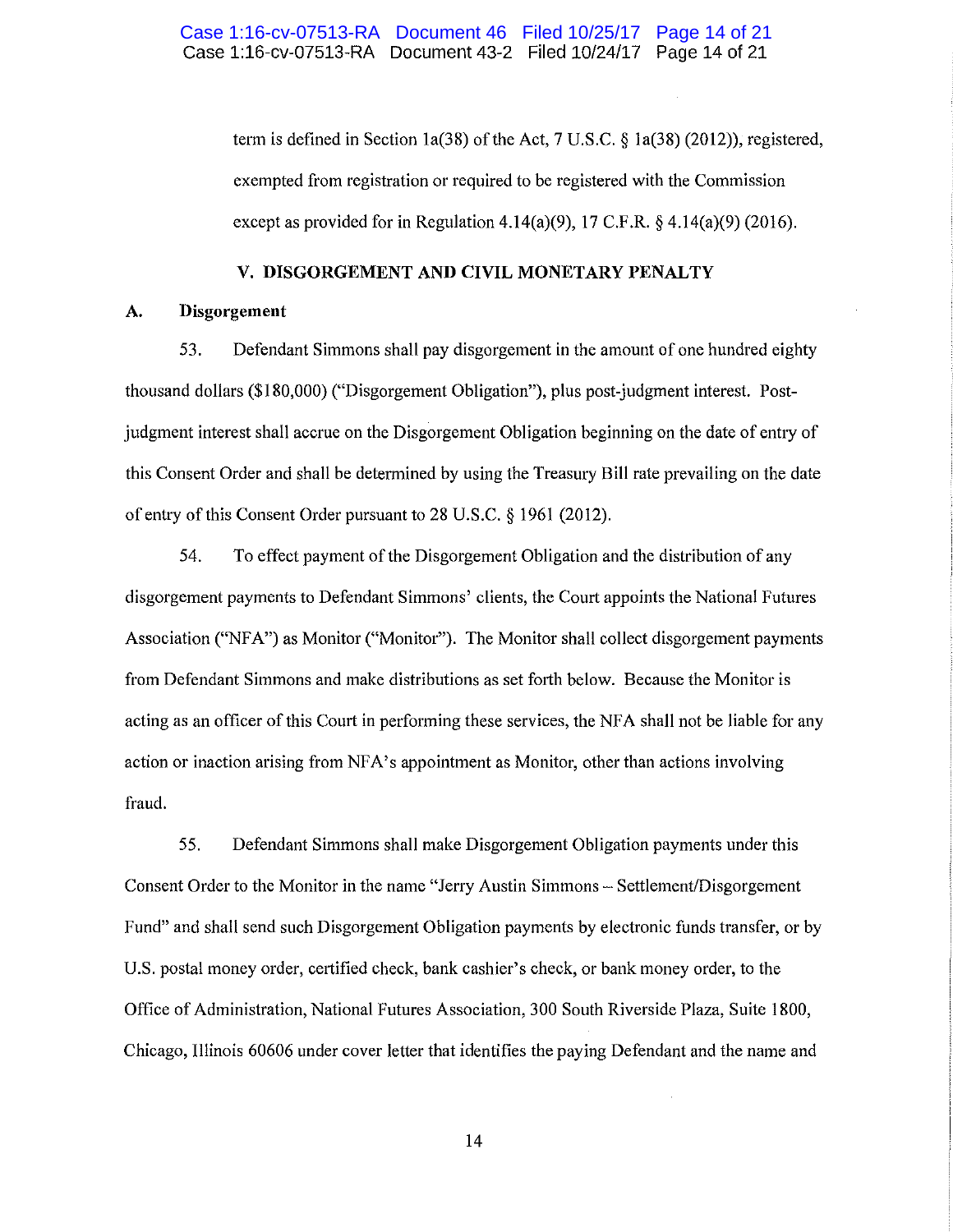term is defined in Section 1a(38) of the Act, 7 U.S.C. § 1a(38) (2012)), registered, exempted from registration or required to be registered with the Commission except as provided for in Regulation 4.14(a)(9), 17 C.F.R. § 4.14(a)(9) (2016).

## V. DISGORGEMENT AND CIVIL MONETARY PENALTY

### A. Disgorgement

53. Defendant Simmons shall pay disgorgement in the amount of one hundred eighty thousand dollars ($180,000) ("Disgorgement Obligation"), plus post-judgment interest. Post-judgment interest shall accrue on the Disgorgement Obligation beginning on the date of entry of this Consent Order and shall be determined by using the Treasury Bill rate prevailing on the date of entry of this Consent Order pursuant to 28 U.S.C. § 1961 (2012).

54. To effect payment of the Disgorgement Obligation and the distribution of any disgorgement payments to Defendant Simmons' clients, the Court appoints the National Futures Association ("NFA") as Monitor ("Monitor"). The Monitor shall collect disgorgement payments from Defendant Simmons and make distributions as set forth below. Because the Monitor is acting as an officer of this Court in performing these services, the NFA shall not be liable for any action or inaction arising from NFA's appointment as Monitor, other than actions involving fraud.

55. Defendant Simmons shall make Disgorgement Obligation payments under this Consent Order to the Monitor in the name "Jerry Austin Simmons – Settlement/Disgorgement Fund" and shall send such Disgorgement Obligation payments by electronic funds transfer, or by U.S. postal money order, certified check, bank cashier's check, or bank money order, to the Office of Administration, National Futures Association, 300 South Riverside Plaza, Suite 1800, Chicago, Illinois 60606 under cover letter that identifies the paying Defendant and the name and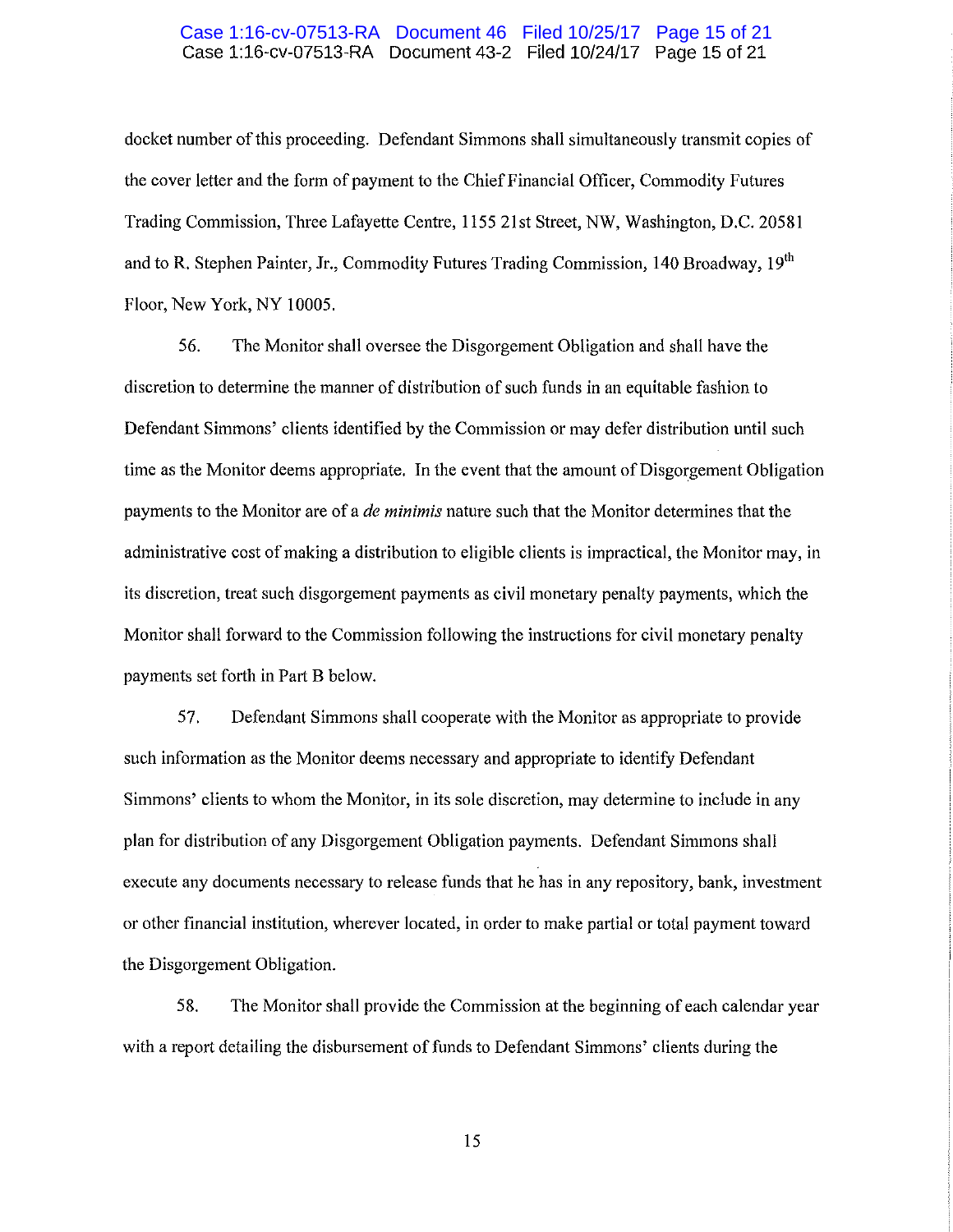docket number of this proceeding. Defendant Simmons shall simultaneously transmit copies of the cover letter and the form of payment to the Chief Financial Officer, Commodity Futures Trading Commission, Three Lafayette Centre, 1155 21st Street, NW, Washington, D.C. 20581 and to R. Stephen Painter, Jr., Commodity Futures Trading Commission, 140 Broadway, 19th Floor, New York, NY 10005.

56. The Monitor shall oversee the Disgorgement Obligation and shall have the discretion to determine the manner of distribution of such funds in an equitable fashion to Defendant Simmons' clients identified by the Commission or may defer distribution until such time as the Monitor deems appropriate. In the event that the amount of Disgorgement Obligation payments to the Monitor are of a *de minimis* nature such that the Monitor determines that the administrative cost of making a distribution to eligible clients is impractical, the Monitor may, in its discretion, treat such disgorgement payments as civil monetary penalty payments, which the Monitor shall forward to the Commission following the instructions for civil monetary penalty payments set forth in Part B below.

57. Defendant Simmons shall cooperate with the Monitor as appropriate to provide such information as the Monitor deems necessary and appropriate to identify Defendant Simmons' clients to whom the Monitor, in its sole discretion, may determine to include in any plan for distribution of any Disgorgement Obligation payments. Defendant Simmons shall execute any documents necessary to release funds that he has in any repository, bank, investment or other financial institution, wherever located, in order to make partial or total payment toward the Disgorgement Obligation.

58. The Monitor shall provide the Commission at the beginning of each calendar year with a report detailing the disbursement of funds to Defendant Simmons' clients during the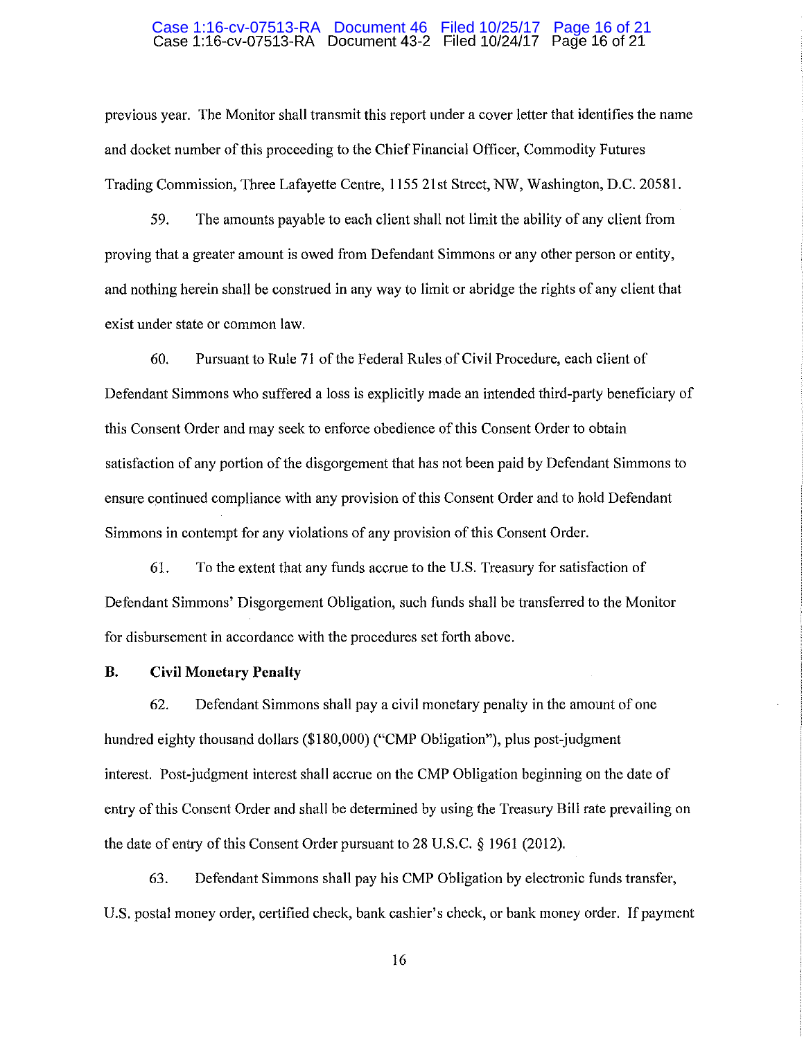previous year. The Monitor shall transmit this report under a cover letter that identifies the name and docket number of this proceeding to the Chief Financial Officer, Commodity Futures Trading Commission, Three Lafayette Centre, 1155 21st Street, NW, Washington, D.C. 20581.

59. The amounts payable to each client shall not limit the ability of any client from proving that a greater amount is owed from Defendant Simmons or any other person or entity, and nothing herein shall be construed in any way to limit or abridge the rights of any client that exist under state or common law.

60. Pursuant to Rule 71 of the Federal Rules of Civil Procedure, each client of Defendant Simmons who suffered a loss is explicitly made an intended third-party beneficiary of this Consent Order and may seek to enforce obedience of this Consent Order to obtain satisfaction of any portion of the disgorgement that has not been paid by Defendant Simmons to ensure continued compliance with any provision of this Consent Order and to hold Defendant Simmons in contempt for any violations of any provision of this Consent Order.

61. To the extent that any funds accrue to the U.S. Treasury for satisfaction of Defendant Simmons' Disgorgement Obligation, such funds shall be transferred to the Monitor for disbursement in accordance with the procedures set forth above.

**B. Civil Monetary Penalty**

62. Defendant Simmons shall pay a civil monetary penalty in the amount of one hundred eighty thousand dollars ($180,000) ("CMP Obligation"), plus post-judgment interest. Post-judgment interest shall accrue on the CMP Obligation beginning on the date of entry of this Consent Order and shall be determined by using the Treasury Bill rate prevailing on the date of entry of this Consent Order pursuant to 28 U.S.C. § 1961 (2012).

63. Defendant Simmons shall pay his CMP Obligation by electronic funds transfer, U.S. postal money order, certified check, bank cashier's check, or bank money order. If payment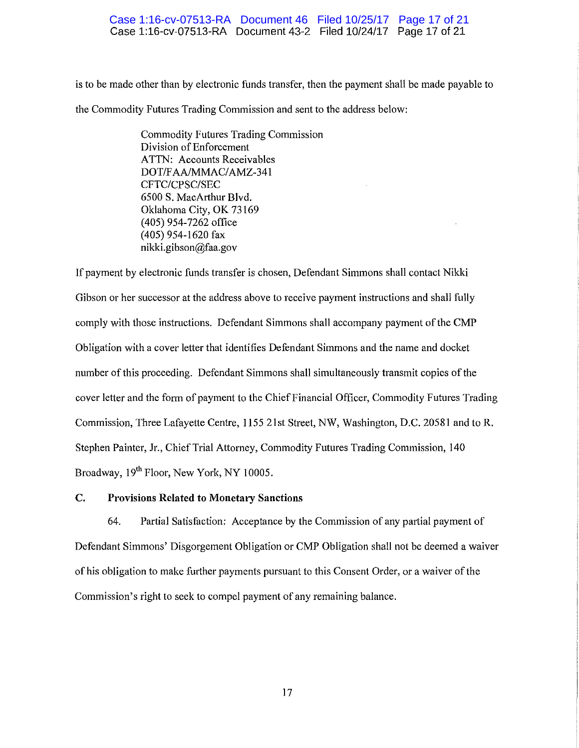is to be made other than by electronic funds transfer, then the payment shall be made payable to the Commodity Futures Trading Commission and sent to the address below:

Commodity Futures Trading Commission
Division of Enforcement
ATTN: Accounts Receivables
DOT/FAA/MMAC/AMZ-341
CFTC/CPSC/SEC
6500 S. MacArthur Blvd.
Oklahoma City, OK 73169
(405) 954-7262 office
(405) 954-1620 fax
nikki.gibson@faa.gov

If payment by electronic funds transfer is chosen, Defendant Simmons shall contact Nikki Gibson or her successor at the address above to receive payment instructions and shall fully comply with those instructions. Defendant Simmons shall accompany payment of the CMP Obligation with a cover letter that identifies Defendant Simmons and the name and docket number of this proceeding. Defendant Simmons shall simultaneously transmit copies of the cover letter and the form of payment to the Chief Financial Officer, Commodity Futures Trading Commission, Three Lafayette Centre, 1155 21st Street, NW, Washington, D.C. 20581 and to R. Stephen Painter, Jr., Chief Trial Attorney, Commodity Futures Trading Commission, 140 Broadway, 19th Floor, New York, NY 10005.

### C. Provisions Related to Monetary Sanctions

64. Partial Satisfaction: Acceptance by the Commission of any partial payment of Defendant Simmons' Disgorgement Obligation or CMP Obligation shall not be deemed a waiver of his obligation to make further payments pursuant to this Consent Order, or a waiver of the Commission's right to seek to compel payment of any remaining balance.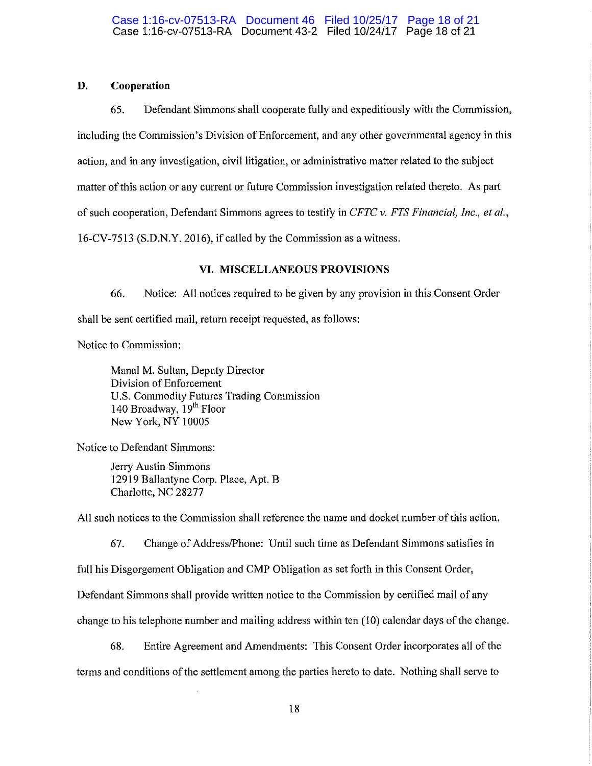### D. Cooperation

65. Defendant Simmons shall cooperate fully and expeditiously with the Commission, including the Commission's Division of Enforcement, and any other governmental agency in this action, and in any investigation, civil litigation, or administrative matter related to the subject matter of this action or any current or future Commission investigation related thereto. As part of such cooperation, Defendant Simmons agrees to testify in *CFTC v. FTS Financial, Inc., et al.*, 16-CV-7513 (S.D.N.Y. 2016), if called by the Commission as a witness.

## VI. MISCELLANEOUS PROVISIONS

66. Notice: All notices required to be given by any provision in this Consent Order shall be sent certified mail, return receipt requested, as follows:

Notice to Commission:

> Manal M. Sultan, Deputy Director
> Division of Enforcement
> U.S. Commodity Futures Trading Commission
> 140 Broadway, 19th Floor
> New York, NY 10005

Notice to Defendant Simmons:

> Jerry Austin Simmons
> 12919 Ballantyne Corp. Place, Apt. B
> Charlotte, NC 28277

All such notices to the Commission shall reference the name and docket number of this action.

67. Change of Address/Phone: Until such time as Defendant Simmons satisfies in full his Disgorgement Obligation and CMP Obligation as set forth in this Consent Order, Defendant Simmons shall provide written notice to the Commission by certified mail of any change to his telephone number and mailing address within ten (10) calendar days of the change.

68. Entire Agreement and Amendments: This Consent Order incorporates all of the terms and conditions of the settlement among the parties hereto to date. Nothing shall serve to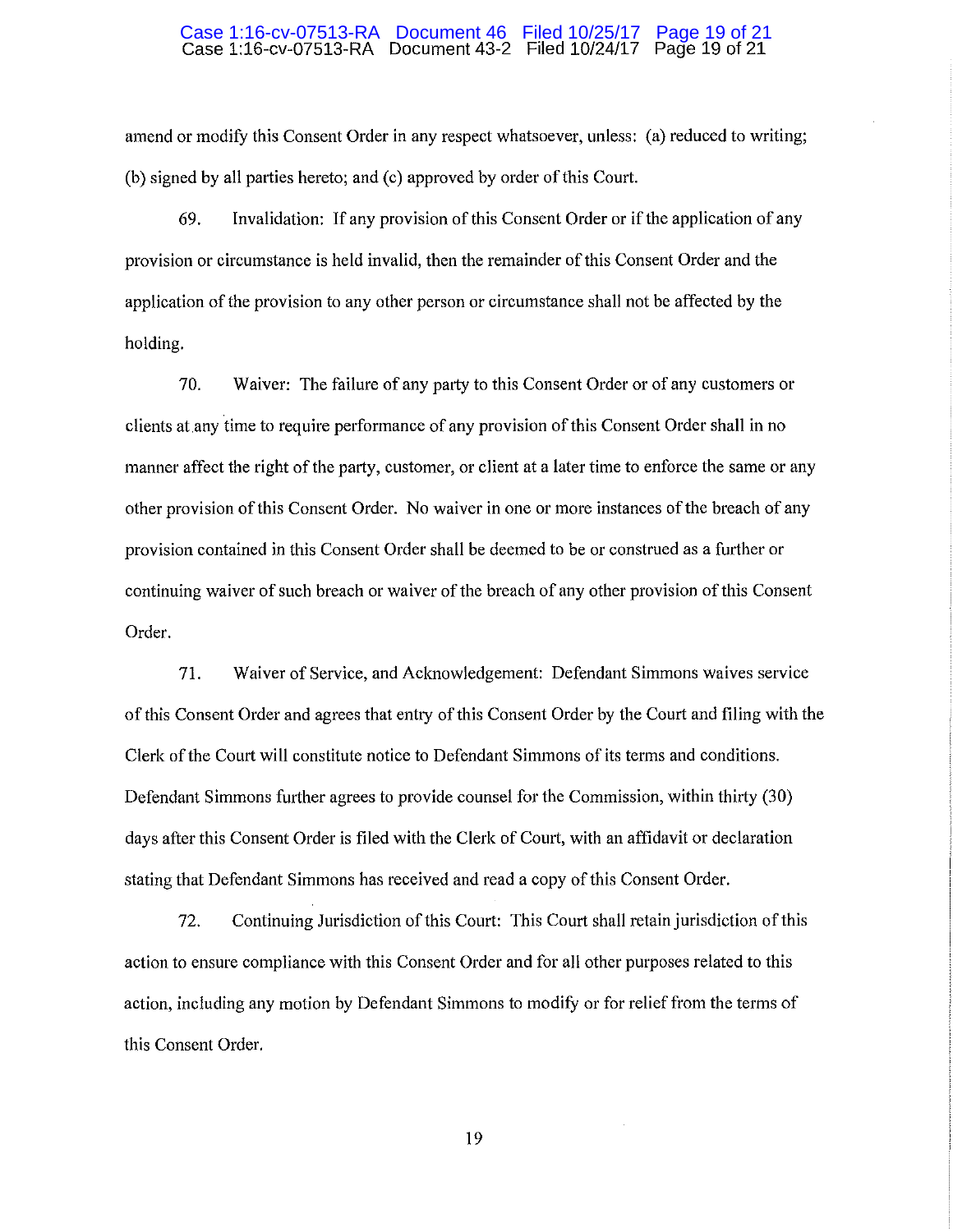amend or modify this Consent Order in any respect whatsoever, unless: (a) reduced to writing; (b) signed by all parties hereto; and (c) approved by order of this Court.

69. Invalidation: If any provision of this Consent Order or if the application of any provision or circumstance is held invalid, then the remainder of this Consent Order and the application of the provision to any other person or circumstance shall not be affected by the holding.

70. Waiver: The failure of any party to this Consent Order or of any customers or clients at any time to require performance of any provision of this Consent Order shall in no manner affect the right of the party, customer, or client at a later time to enforce the same or any other provision of this Consent Order. No waiver in one or more instances of the breach of any provision contained in this Consent Order shall be deemed to be or construed as a further or continuing waiver of such breach or waiver of the breach of any other provision of this Consent Order.

71. Waiver of Service, and Acknowledgement: Defendant Simmons waives service of this Consent Order and agrees that entry of this Consent Order by the Court and filing with the Clerk of the Court will constitute notice to Defendant Simmons of its terms and conditions. Defendant Simmons further agrees to provide counsel for the Commission, within thirty (30) days after this Consent Order is filed with the Clerk of Court, with an affidavit or declaration stating that Defendant Simmons has received and read a copy of this Consent Order.

72. Continuing Jurisdiction of this Court: This Court shall retain jurisdiction of this action to ensure compliance with this Consent Order and for all other purposes related to this action, including any motion by Defendant Simmons to modify or for relief from the terms of this Consent Order.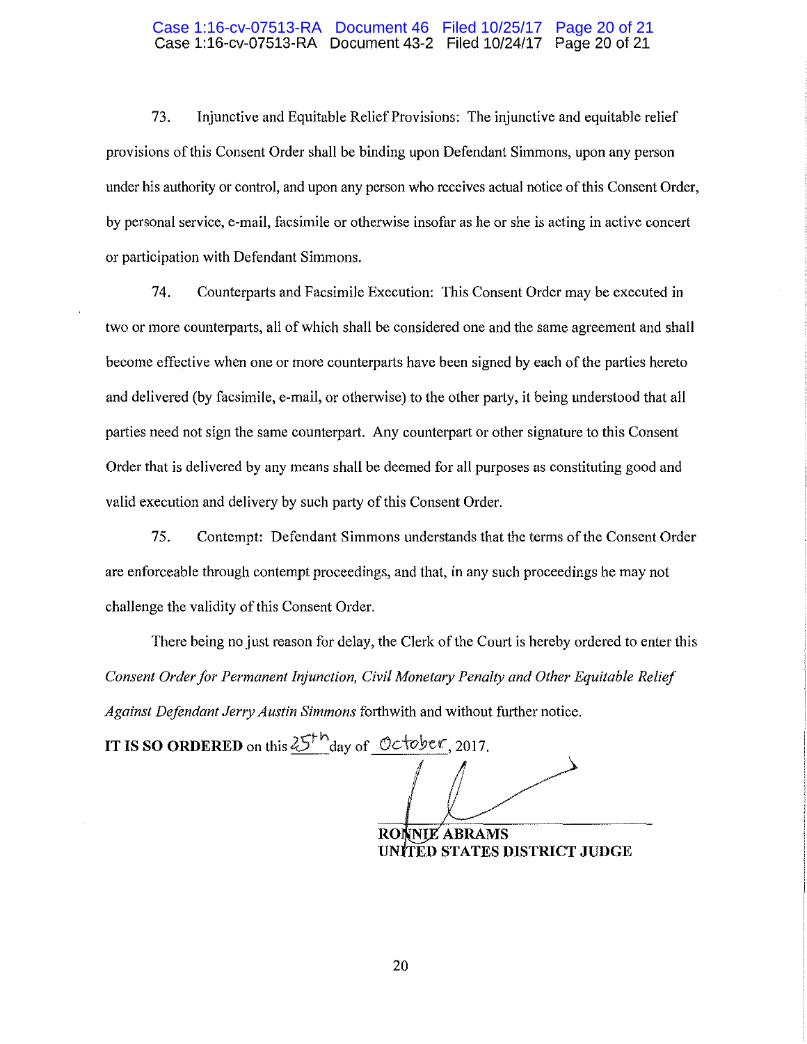73. Injunctive and Equitable Relief Provisions: The injunctive and equitable relief provisions of this Consent Order shall be binding upon Defendant Simmons, upon any person under his authority or control, and upon any person who receives actual notice of this Consent Order, by personal service, e-mail, facsimile or otherwise insofar as he or she is acting in active concert or participation with Defendant Simmons.

74. Counterparts and Facsimile Execution: This Consent Order may be executed in two or more counterparts, all of which shall be considered one and the same agreement and shall become effective when one or more counterparts have been signed by each of the parties hereto and delivered (by facsimile, e-mail, or otherwise) to the other party, it being understood that all parties need not sign the same counterpart. Any counterpart or other signature to this Consent Order that is delivered by any means shall be deemed for all purposes as constituting good and valid execution and delivery by such party of this Consent Order.

75. Contempt: Defendant Simmons understands that the terms of the Consent Order are enforceable through contempt proceedings, and that, in any such proceedings he may not challenge the validity of this Consent Order.

There being no just reason for delay, the Clerk of the Court is hereby ordered to enter this *Consent Order for Permanent Injunction, Civil Monetary Penalty and Other Equitable Relief Against Defendant Jerry Austin Simmons* forthwith and without further notice.

**IT IS SO ORDERED** on this 25th day of October, 2017.

**RONNIE ABRAMS**
**UNITED STATES DISTRICT JUDGE**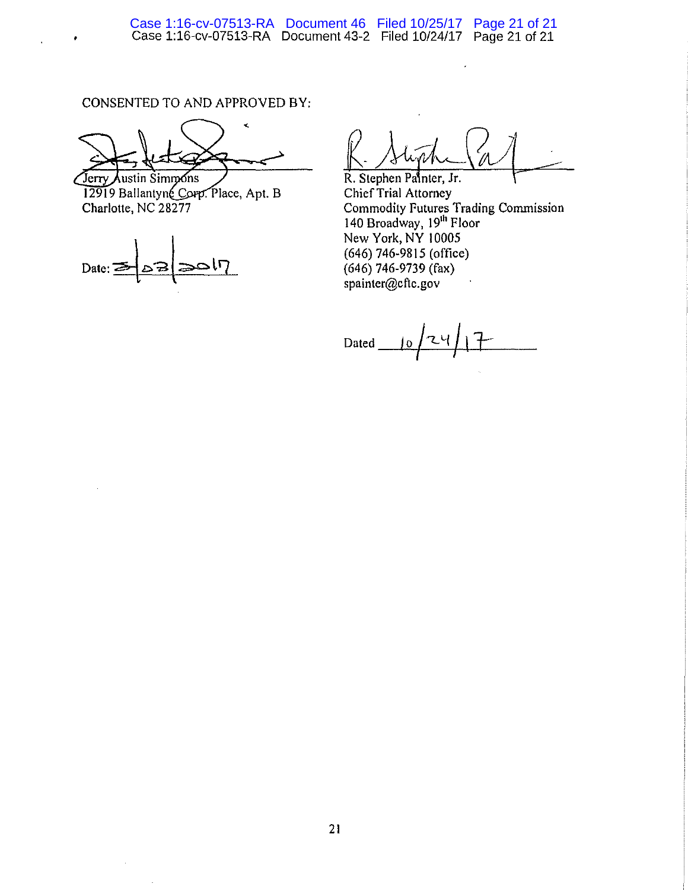CONSENTED TO AND APPROVED BY:

Jerry Austin Simmons
12919 Ballantyne Corp. Place, Apt. B
Charlotte, NC 28277

Date: 3/03/2017

R. Stephen Painter, Jr.
Chief Trial Attorney
Commodity Futures Trading Commission
140 Broadway, 19th Floor
New York, NY 10005
(646) 746-9815 (office)
(646) 746-9739 (fax)
spainter@cftc.gov

Dated 10/24/17